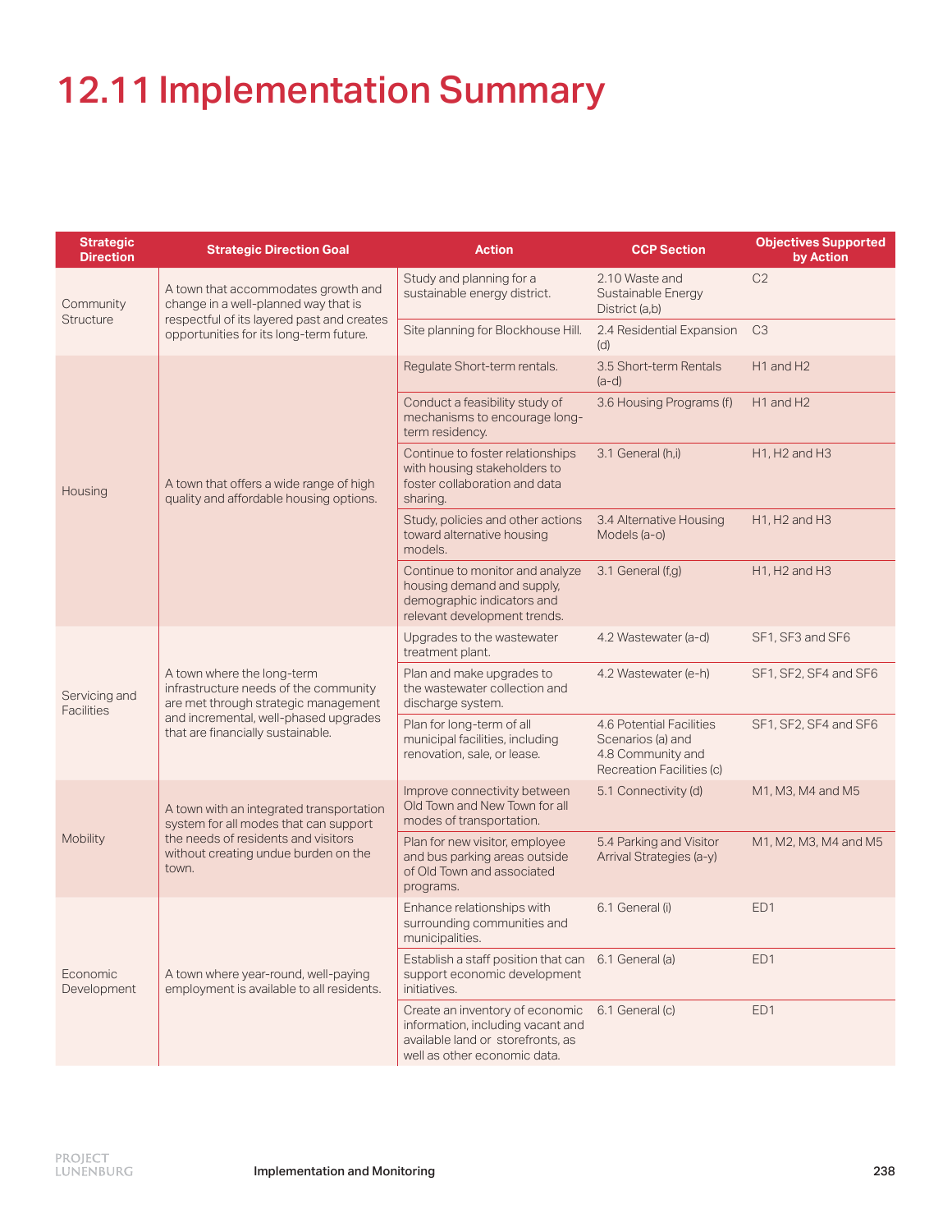# 12.11 Implementation Summary

| Strategic Direction | Strategic Direction Goal | Action | CCP Section | Objectives Supported by Action |
|---|---|---|---|---|
| Community Structure | A town that accommodates growth and change in a well-planned way that is respectful of its layered past and creates opportunities for its long-term future. | Study and planning for a sustainable energy district. | 2.10 Waste and Sustainable Energy District (a,b) | C2 |
| | | Site planning for Blockhouse Hill. | 2.4 Residential Expansion (d) | C3 |
| Housing | A town that offers a wide range of high quality and affordable housing options. | Regulate Short-term rentals. | 3.5 Short-term Rentals (a-d) | H1 and H2 |
| | | Conduct a feasibility study of mechanisms to encourage long-term residency. | 3.6 Housing Programs (f) | H1 and H2 |
| | | Continue to foster relationships with housing stakeholders to foster collaboration and data sharing. | 3.1 General (h,i) | H1, H2 and H3 |
| | | Study, policies and other actions toward alternative housing models. | 3.4 Alternative Housing Models (a-o) | H1, H2 and H3 |
| | | Continue to monitor and analyze housing demand and supply, demographic indicators and relevant development trends. | 3.1 General (f,g) | H1, H2 and H3 |
| Servicing and Facilities | A town where the long-term infrastructure needs of the community are met through strategic management and incremental, well-phased upgrades that are financially sustainable. | Upgrades to the wastewater treatment plant. | 4.2 Wastewater (a-d) | SF1, SF3 and SF6 |
| | | Plan and make upgrades to the wastewater collection and discharge system. | 4.2 Wastewater (e-h) | SF1, SF2, SF4 and SF6 |
| | | Plan for long-term of all municipal facilities, including renovation, sale, or lease. | 4.6 Potential Facilities Scenarios (a) and 4.8 Community and Recreation Facilities (c) | SF1, SF2, SF4 and SF6 |
| Mobility | A town with an integrated transportation system for all modes that can support the needs of residents and visitors without creating undue burden on the town. | Improve connectivity between Old Town and New Town for all modes of transportation. | 5.1 Connectivity (d) | M1, M3, M4 and M5 |
| | | Plan for new visitor, employee and bus parking areas outside of Old Town and associated programs. | 5.4 Parking and Visitor Arrival Strategies (a-y) | M1, M2, M3, M4 and M5 |
| Economic Development | A town where year-round, well-paying employment is available to all residents. | Enhance relationships with surrounding communities and municipalities. | 6.1 General (i) | ED1 |
| | | Establish a staff position that can support economic development initiatives. | 6.1 General (a) | ED1 |
| | | Create an inventory of economic information, including vacant and available land or storefronts, as well as other economic data. | 6.1 General (c) | ED1 |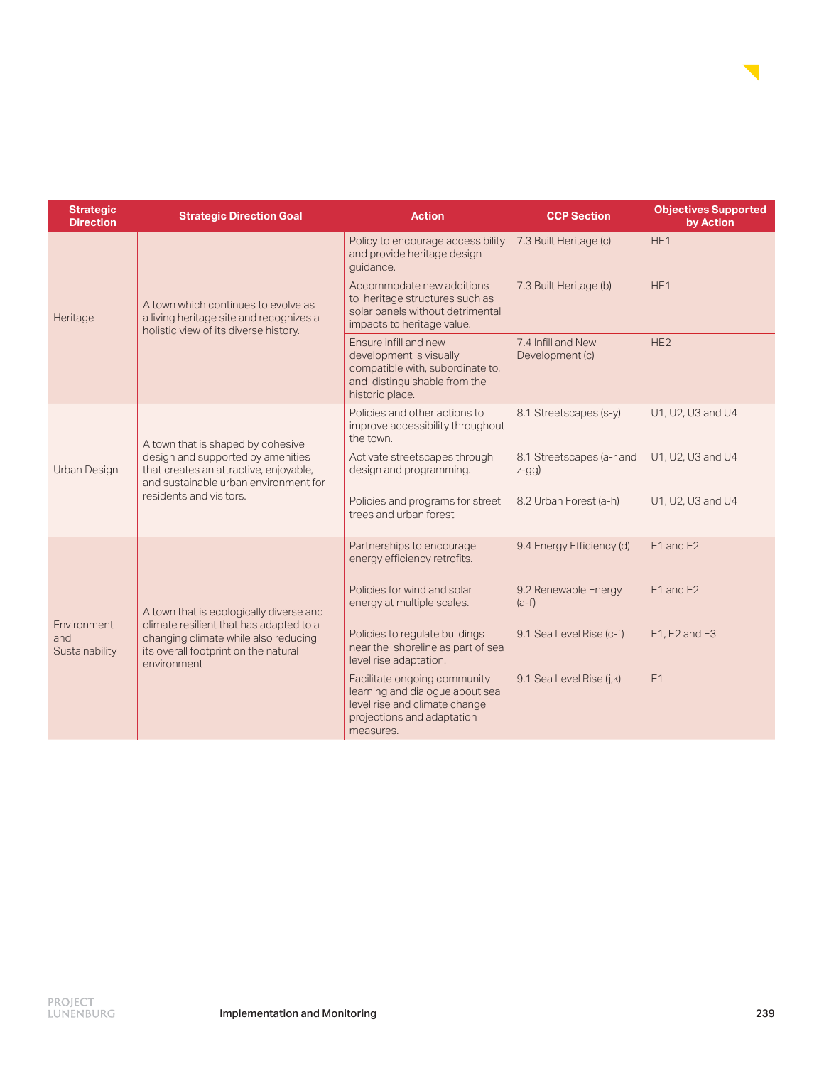| Strategic Direction | Strategic Direction Goal | Action | CCP Section | Objectives Supported by Action |
|---|---|---|---|---|
| Heritage | A town which continues to evolve as a living heritage site and recognizes a holistic view of its diverse history. | Policy to encourage accessibility and provide heritage design guidance. | 7.3 Built Heritage (c) | HE1 |
| | | Accommodate new additions to heritage structures such as solar panels without detrimental impacts to heritage value. | 7.3 Built Heritage (b) | HE1 |
| | | Ensure infill and new development is visually compatible with, subordinate to, and distinguishable from the historic place. | 7.4 Infill and New Development (c) | HE2 |
| Urban Design | A town that is shaped by cohesive design and supported by amenities that creates an attractive, enjoyable, and sustainable urban environment for residents and visitors. | Policies and other actions to improve accessibility throughout the town. | 8.1 Streetscapes (s-y) | U1, U2, U3 and U4 |
| | | Activate streetscapes through design and programming. | 8.1 Streetscapes (a-r and z-gg) | U1, U2, U3 and U4 |
| | | Policies and programs for street trees and urban forest | 8.2 Urban Forest (a-h) | U1, U2, U3 and U4 |
| Environment and Sustainability | A town that is ecologically diverse and climate resilient that has adapted to a changing climate while also reducing its overall footprint on the natural environment | Partnerships to encourage energy efficiency retrofits. | 9.4 Energy Efficiency (d) | E1 and E2 |
| | | Policies for wind and solar energy at multiple scales. | 9.2 Renewable Energy (a-f) | E1 and E2 |
| | | Policies to regulate buildings near the shoreline as part of sea level rise adaptation. | 9.1 Sea Level Rise (c-f) | E1, E2 and E3 |
| | | Facilitate ongoing community learning and dialogue about sea level rise and climate change projections and adaptation measures. | 9.1 Sea Level Rise (j,k) | E1 |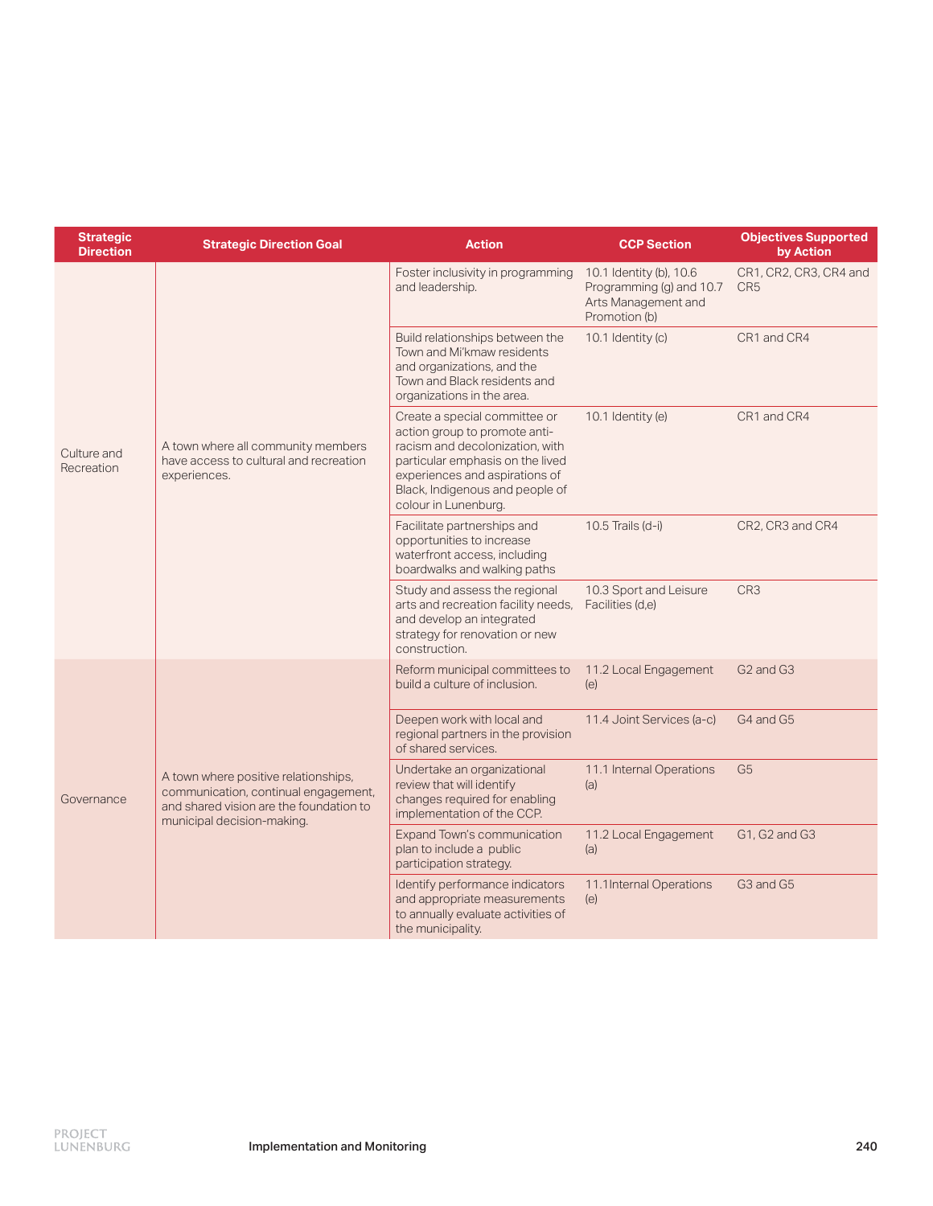| Strategic Direction | Strategic Direction Goal | Action | CCP Section | Objectives Supported by Action |
|---|---|---|---|---|
| Culture and Recreation | A town where all community members have access to cultural and recreation experiences. | Foster inclusivity in programming and leadership. | 10.1 Identity (b), 10.6 Programming (g) and 10.7 Arts Management and Promotion (b) | CR1, CR2, CR3, CR4 and CR5 |
| | | Build relationships between the Town and Mi'kmaw residents and organizations, and the Town and Black residents and organizations in the area. | 10.1 Identity (c) | CR1 and CR4 |
| | | Create a special committee or action group to promote anti-racism and decolonization, with particular emphasis on the lived experiences and aspirations of Black, Indigenous and people of colour in Lunenburg. | 10.1 Identity (e) | CR1 and CR4 |
| | | Facilitate partnerships and opportunities to increase waterfront access, including boardwalks and walking paths | 10.5 Trails (d-i) | CR2, CR3 and CR4 |
| | | Study and assess the regional arts and recreation facility needs, and develop an integrated strategy for renovation or new construction. | 10.3 Sport and Leisure Facilities (d,e) | CR3 |
| Governance | A town where positive relationships, communication, continual engagement, and shared vision are the foundation to municipal decision-making. | Reform municipal committees to build a culture of inclusion. | 11.2 Local Engagement (e) | G2 and G3 |
| | | Deepen work with local and regional partners in the provision of shared services. | 11.4 Joint Services (a-c) | G4 and G5 |
| | | Undertake an organizational review that will identify changes required for enabling implementation of the CCP. | 11.1 Internal Operations (a) | G5 |
| | | Expand Town's communication plan to include a public participation strategy. | 11.2 Local Engagement (a) | G1, G2 and G3 |
| | | Identify performance indicators and appropriate measurements to annually evaluate activities of the municipality. | 11.1Internal Operations (e) | G3 and G5 |